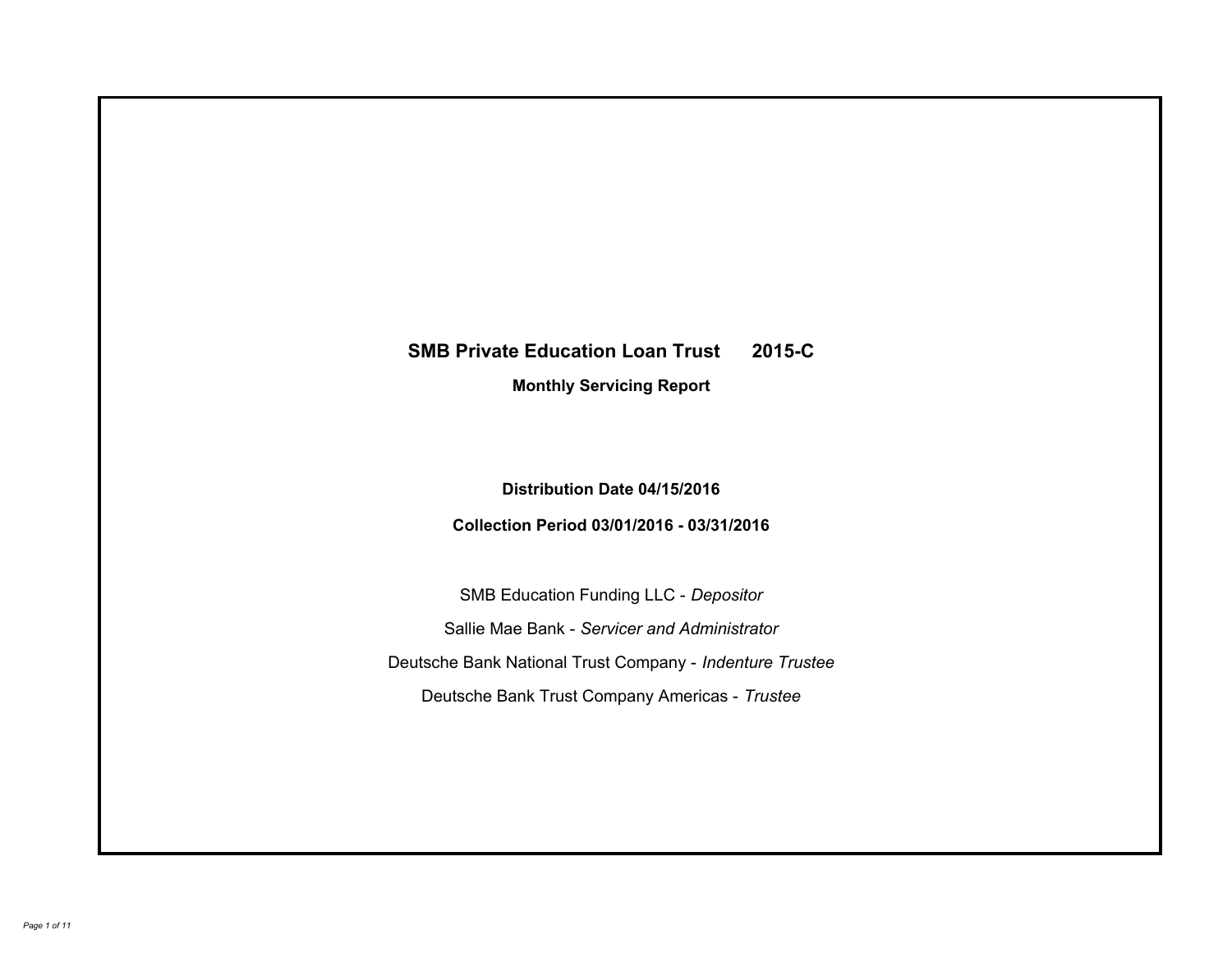# SMB Private Education Loan Trust 2015-C

**Monthly Servicing Report**

**Distribution Date 04/15/2016**

**Collection Period 03/01/2016 - 03/31/2016**

SMB Education Funding LLC - *Depositor*

Sallie Mae Bank - *Servicer and Administrator*

Deutsche Bank National Trust Company - *Indenture Trustee*

Deutsche Bank Trust Company Americas - *Trustee*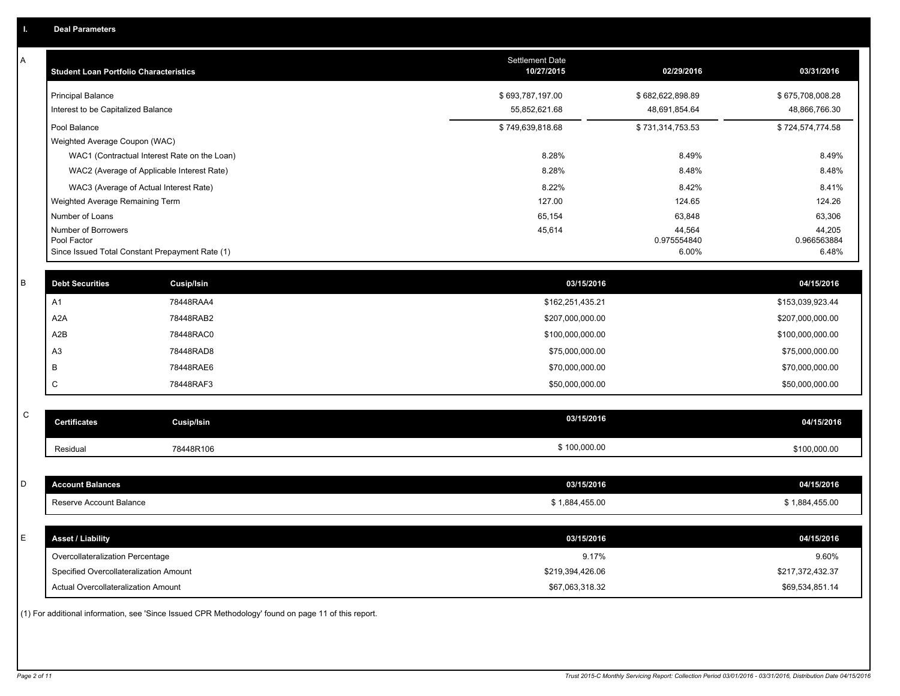# I. Deal Parameters

## A

| Student Loan Portfolio Characteristics | Settlement Date 10/27/2015 | 02/29/2016 | 03/31/2016 |
|---|---|---|---|
| Principal Balance | $ 693,787,197.00 | $ 682,622,898.89 | $ 675,708,008.28 |
| Interest to be Capitalized Balance | 55,852,621.68 | 48,691,854.64 | 48,866,766.30 |
| Pool Balance | $ 749,639,818.68 | $ 731,314,753.53 | $ 724,574,774.58 |
| Weighted Average Coupon (WAC) | | | |
| WAC1 (Contractual Interest Rate on the Loan) | 8.28% | 8.49% | 8.49% |
| WAC2 (Average of Applicable Interest Rate) | 8.28% | 8.48% | 8.48% |
| WAC3 (Average of Actual Interest Rate) | 8.22% | 8.42% | 8.41% |
| Weighted Average Remaining Term | 127.00 | 124.65 | 124.26 |
| Number of Loans | 65,154 | 63,848 | 63,306 |
| Number of Borrowers | 45,614 | 44,564 | 44,205 |
| Pool Factor | | 0.975554840 | 0.966563884 |
| Since Issued Total Constant Prepayment Rate (1) | | 6.00% | 6.48% |

## B

| Debt Securities | Cusip/Isin | 03/15/2016 | 04/15/2016 |
|---|---|---|---|
| A1 | 78448RAA4 | $162,251,435.21 | $153,039,923.44 |
| A2A | 78448RAB2 | $207,000,000.00 | $207,000,000.00 |
| A2B | 78448RAC0 | $100,000,000.00 | $100,000,000.00 |
| A3 | 78448RAD8 | $75,000,000.00 | $75,000,000.00 |
| B | 78448RAE6 | $70,000,000.00 | $70,000,000.00 |
| C | 78448RAF3 | $50,000,000.00 | $50,000,000.00 |

## C

| Certificates | Cusip/Isin | 03/15/2016 | 04/15/2016 |
|---|---|---|---|
| Residual | 78448R106 | $ 100,000.00 | $100,000.00 |

## D

| Account Balances | 03/15/2016 | 04/15/2016 |
|---|---|---|
| Reserve Account Balance | $ 1,884,455.00 | $ 1,884,455.00 |

## E

| Asset / Liability | 03/15/2016 | 04/15/2016 |
|---|---|---|
| Overcollateralization Percentage | 9.17% | 9.60% |
| Specified Overcollateralization Amount | $219,394,426.06 | $217,372,432.37 |
| Actual Overcollateralization Amount | $67,063,318.32 | $69,534,851.14 |

(1) For additional information, see 'Since Issued CPR Methodology' found on page 11 of this report.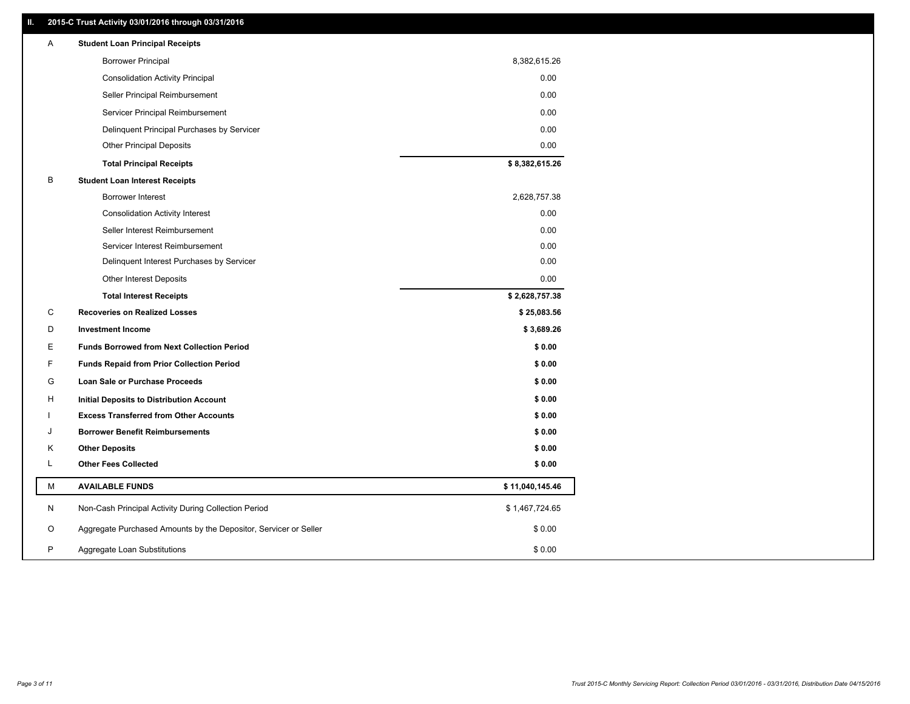## II. 2015-C Trust Activity 03/01/2016 through 03/31/2016

| | | |
|---|---|---|
| A | **Student Loan Principal Receipts** | |
| | Borrower Principal | 8,382,615.26 |
| | Consolidation Activity Principal | 0.00 |
| | Seller Principal Reimbursement | 0.00 |
| | Servicer Principal Reimbursement | 0.00 |
| | Delinquent Principal Purchases by Servicer | 0.00 |
| | Other Principal Deposits | 0.00 |
| | **Total Principal Receipts** | **$ 8,382,615.26** |
| B | **Student Loan Interest Receipts** | |
| | Borrower Interest | 2,628,757.38 |
| | Consolidation Activity Interest | 0.00 |
| | Seller Interest Reimbursement | 0.00 |
| | Servicer Interest Reimbursement | 0.00 |
| | Delinquent Interest Purchases by Servicer | 0.00 |
| | Other Interest Deposits | 0.00 |
| | **Total Interest Receipts** | **$ 2,628,757.38** |
| C | **Recoveries on Realized Losses** | **$ 25,083.56** |
| D | **Investment Income** | **$ 3,689.26** |
| E | **Funds Borrowed from Next Collection Period** | **$ 0.00** |
| F | **Funds Repaid from Prior Collection Period** | **$ 0.00** |
| G | **Loan Sale or Purchase Proceeds** | **$ 0.00** |
| H | **Initial Deposits to Distribution Account** | **$ 0.00** |
| I | **Excess Transferred from Other Accounts** | **$ 0.00** |
| J | **Borrower Benefit Reimbursements** | **$ 0.00** |
| K | **Other Deposits** | **$ 0.00** |
| L | **Other Fees Collected** | **$ 0.00** |
| M | **AVAILABLE FUNDS** | **$ 11,040,145.46** |
| N | Non-Cash Principal Activity During Collection Period | $ 1,467,724.65 |
| O | Aggregate Purchased Amounts by the Depositor, Servicer or Seller | $ 0.00 |
| P | Aggregate Loan Substitutions | $ 0.00 |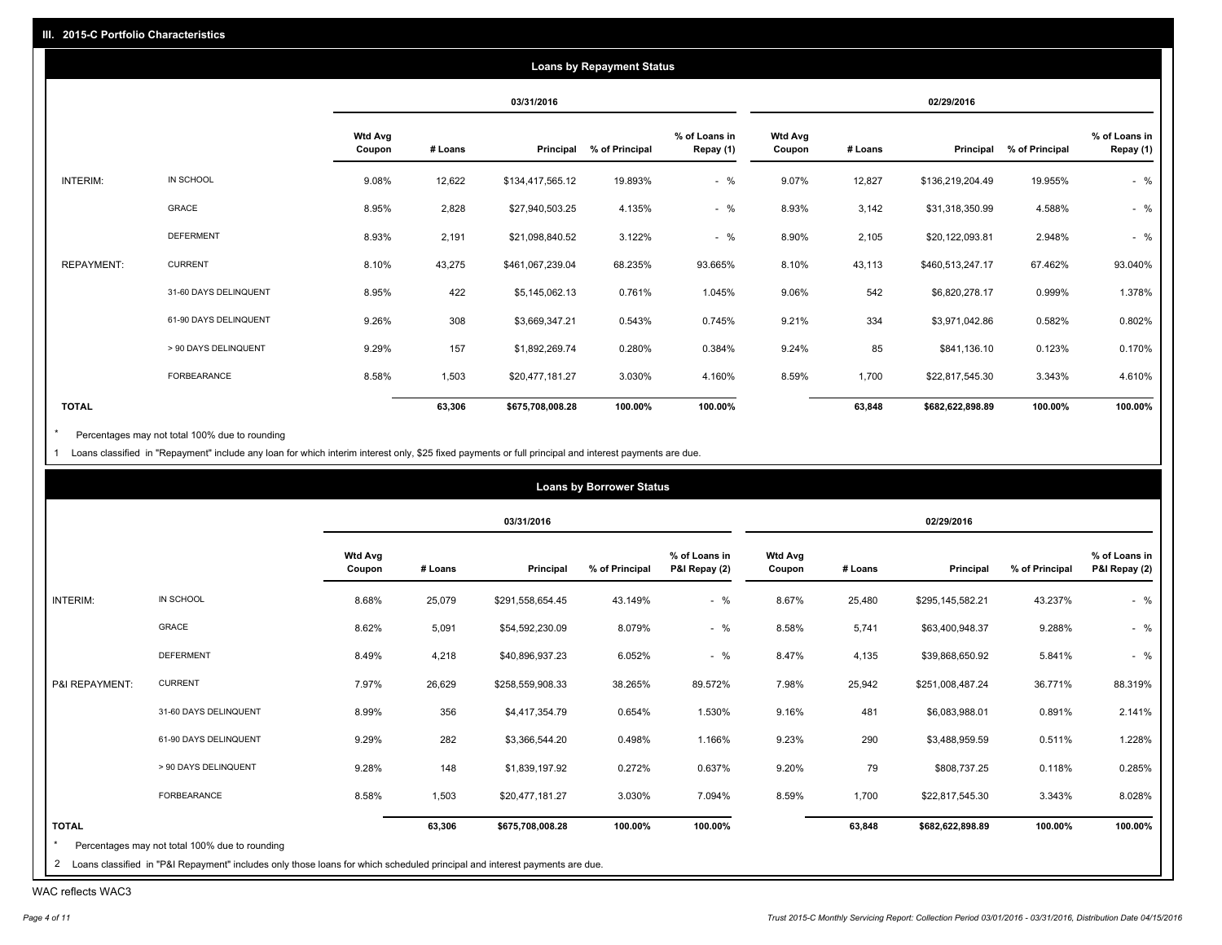## III. 2015-C Portfolio Characteristics

### Loans by Repayment Status

| | | 03/31/2016 | | | | | 02/29/2016 | | | | |
|---|---|---|---|---|---|---|---|---|---|---|---|
| | | Wtd Avg Coupon | # Loans | Principal | % of Principal | % of Loans in Repay (1) | Wtd Avg Coupon | # Loans | Principal | % of Principal | % of Loans in Repay (1) |
| INTERIM: | IN SCHOOL | 9.08% | 12,622 | $134,417,565.12 | 19.893% | - % | 9.07% | 12,827 | $136,219,204.49 | 19.955% | - % |
| | GRACE | 8.95% | 2,828 | $27,940,503.25 | 4.135% | - % | 8.93% | 3,142 | $31,318,350.99 | 4.588% | - % |
| | DEFERMENT | 8.93% | 2,191 | $21,098,840.52 | 3.122% | - % | 8.90% | 2,105 | $20,122,093.81 | 2.948% | - % |
| REPAYMENT: | CURRENT | 8.10% | 43,275 | $461,067,239.04 | 68.235% | 93.665% | 8.10% | 43,113 | $460,513,247.17 | 67.462% | 93.040% |
| | 31-60 DAYS DELINQUENT | 8.95% | 422 | $5,145,062.13 | 0.761% | 1.045% | 9.06% | 542 | $6,820,278.17 | 0.999% | 1.378% |
| | 61-90 DAYS DELINQUENT | 9.26% | 308 | $3,669,347.21 | 0.543% | 0.745% | 9.21% | 334 | $3,971,042.86 | 0.582% | 0.802% |
| | > 90 DAYS DELINQUENT | 9.29% | 157 | $1,892,269.74 | 0.280% | 0.384% | 9.24% | 85 | $841,136.10 | 0.123% | 0.170% |
| | FORBEARANCE | 8.58% | 1,503 | $20,477,181.27 | 3.030% | 4.160% | 8.59% | 1,700 | $22,817,545.30 | 3.343% | 4.610% |
| **TOTAL** | | | **63,306** | **$675,708,008.28** | **100.00%** | **100.00%** | | **63,848** | **$682,622,898.89** | **100.00%** | **100.00%** |

\* Percentages may not total 100% due to rounding

1 Loans classified in "Repayment" include any loan for which interim interest only, $25 fixed payments or full principal and interest payments are due.

### Loans by Borrower Status

| | | 03/31/2016 | | | | | 02/29/2016 | | | | |
|---|---|---|---|---|---|---|---|---|---|---|---|
| | | Wtd Avg Coupon | # Loans | Principal | % of Principal | % of Loans in P&I Repay (2) | Wtd Avg Coupon | # Loans | Principal | % of Principal | % of Loans in P&I Repay (2) |
| INTERIM: | IN SCHOOL | 8.68% | 25,079 | $291,558,654.45 | 43.149% | - % | 8.67% | 25,480 | $295,145,582.21 | 43.237% | - % |
| | GRACE | 8.62% | 5,091 | $54,592,230.09 | 8.079% | - % | 8.58% | 5,741 | $63,400,948.37 | 9.288% | - % |
| | DEFERMENT | 8.49% | 4,218 | $40,896,937.23 | 6.052% | - % | 8.47% | 4,135 | $39,868,650.92 | 5.841% | - % |
| P&I REPAYMENT: | CURRENT | 7.97% | 26,629 | $258,559,908.33 | 38.265% | 89.572% | 7.98% | 25,942 | $251,008,487.24 | 36.771% | 88.319% |
| | 31-60 DAYS DELINQUENT | 8.99% | 356 | $4,417,354.79 | 0.654% | 1.530% | 9.16% | 481 | $6,083,988.01 | 0.891% | 2.141% |
| | 61-90 DAYS DELINQUENT | 9.29% | 282 | $3,366,544.20 | 0.498% | 1.166% | 9.23% | 290 | $3,488,959.59 | 0.511% | 1.228% |
| | > 90 DAYS DELINQUENT | 9.28% | 148 | $1,839,197.92 | 0.272% | 0.637% | 9.20% | 79 | $808,737.25 | 0.118% | 0.285% |
| | FORBEARANCE | 8.58% | 1,503 | $20,477,181.27 | 3.030% | 7.094% | 8.59% | 1,700 | $22,817,545.30 | 3.343% | 8.028% |
| **TOTAL** | | | **63,306** | **$675,708,008.28** | **100.00%** | **100.00%** | | **63,848** | **$682,622,898.89** | **100.00%** | **100.00%** |

\* Percentages may not total 100% due to rounding

2 Loans classified in "P&I Repayment" includes only those loans for which scheduled principal and interest payments are due.

WAC reflects WAC3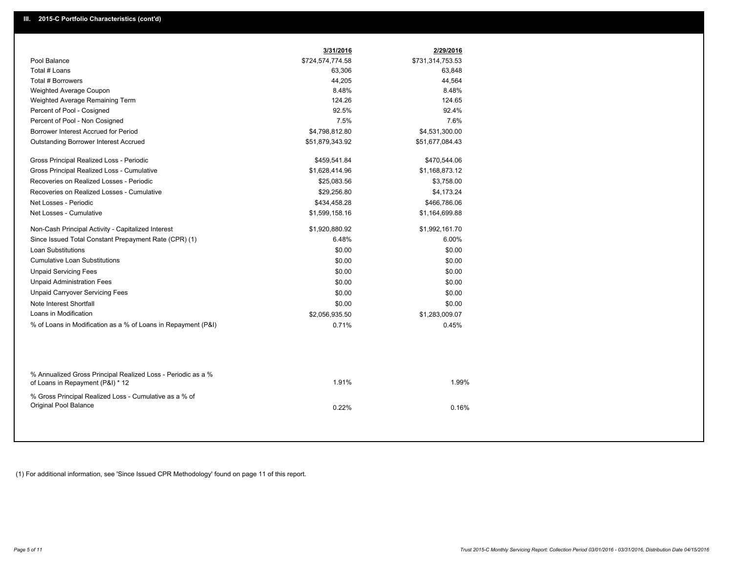## III. 2015-C Portfolio Characteristics (cont'd)

| | 3/31/2016 | 2/29/2016 |
|---|---|---|
| Pool Balance | $724,574,774.58 | $731,314,753.53 |
| Total # Loans | 63,306 | 63,848 |
| Total # Borrowers | 44,205 | 44,564 |
| Weighted Average Coupon | 8.48% | 8.48% |
| Weighted Average Remaining Term | 124.26 | 124.65 |
| Percent of Pool - Cosigned | 92.5% | 92.4% |
| Percent of Pool - Non Cosigned | 7.5% | 7.6% |
| Borrower Interest Accrued for Period | $4,798,812.80 | $4,531,300.00 |
| Outstanding Borrower Interest Accrued | $51,879,343.92 | $51,677,084.43 |
| Gross Principal Realized Loss - Periodic | $459,541.84 | $470,544.06 |
| Gross Principal Realized Loss - Cumulative | $1,628,414.96 | $1,168,873.12 |
| Recoveries on Realized Losses - Periodic | $25,083.56 | $3,758.00 |
| Recoveries on Realized Losses - Cumulative | $29,256.80 | $4,173.24 |
| Net Losses - Periodic | $434,458.28 | $466,786.06 |
| Net Losses - Cumulative | $1,599,158.16 | $1,164,699.88 |
| Non-Cash Principal Activity - Capitalized Interest | $1,920,880.92 | $1,992,161.70 |
| Since Issued Total Constant Prepayment Rate (CPR) (1) | 6.48% | 6.00% |
| Loan Substitutions | $0.00 | $0.00 |
| Cumulative Loan Substitutions | $0.00 | $0.00 |
| Unpaid Servicing Fees | $0.00 | $0.00 |
| Unpaid Administration Fees | $0.00 | $0.00 |
| Unpaid Carryover Servicing Fees | $0.00 | $0.00 |
| Note Interest Shortfall | $0.00 | $0.00 |
| Loans in Modification | $2,056,935.50 | $1,283,009.07 |
| % of Loans in Modification as a % of Loans in Repayment (P&I) | 0.71% | 0.45% |
| % Annualized Gross Principal Realized Loss - Periodic as a % of Loans in Repayment (P&I) * 12 | 1.91% | 1.99% |
| % Gross Principal Realized Loss - Cumulative as a % of Original Pool Balance | 0.22% | 0.16% |

(1) For additional information, see 'Since Issued CPR Methodology' found on page 11 of this report.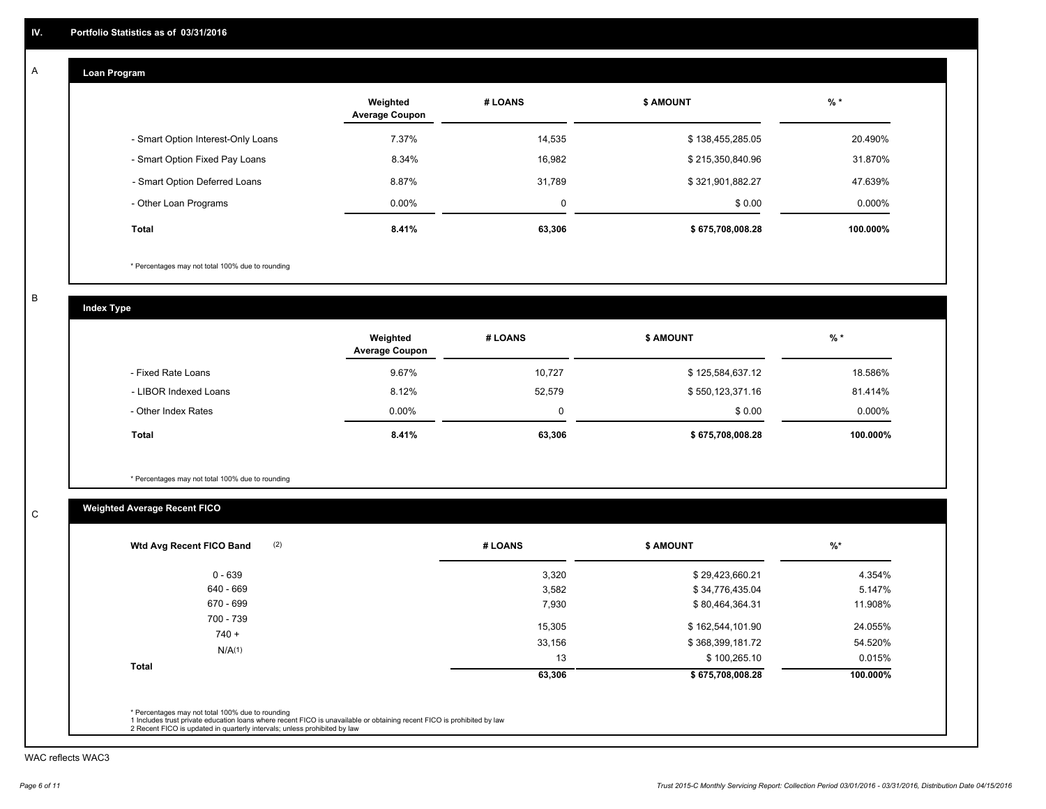## IV. Portfolio Statistics as of 03/31/2016

### A Loan Program

| | Weighted Average Coupon | # LOANS | $ AMOUNT | % * |
|---|---|---|---|---|
| - Smart Option Interest-Only Loans | 7.37% | 14,535 | $ 138,455,285.05 | 20.490% |
| - Smart Option Fixed Pay Loans | 8.34% | 16,982 | $ 215,350,840.96 | 31.870% |
| - Smart Option Deferred Loans | 8.87% | 31,789 | $ 321,901,882.27 | 47.639% |
| - Other Loan Programs | 0.00% | 0 | $ 0.00 | 0.000% |
| **Total** | **8.41%** | **63,306** | **$ 675,708,008.28** | **100.000%** |

* Percentages may not total 100% due to rounding

### B Index Type

| | Weighted Average Coupon | # LOANS | $ AMOUNT | % * |
|---|---|---|---|---|
| - Fixed Rate Loans | 9.67% | 10,727 | $ 125,584,637.12 | 18.586% |
| - LIBOR Indexed Loans | 8.12% | 52,579 | $ 550,123,371.16 | 81.414% |
| - Other Index Rates | 0.00% | 0 | $ 0.00 | 0.000% |
| **Total** | **8.41%** | **63,306** | **$ 675,708,008.28** | **100.000%** |

* Percentages may not total 100% due to rounding

### C Weighted Average Recent FICO

| Wtd Avg Recent FICO Band (2) | # LOANS | $ AMOUNT | %* |
|---|---|---|---|
| 0 - 639 | 3,320 | $ 29,423,660.21 | 4.354% |
| 640 - 669 | 3,582 | $ 34,776,435.04 | 5.147% |
| 670 - 699 | 7,930 | $ 80,464,364.31 | 11.908% |
| 700 - 739 | 15,305 | $ 162,544,101.90 | 24.055% |
| 740 + | 33,156 | $ 368,399,181.72 | 54.520% |
| N/A(1) | 13 | $ 100,265.10 | 0.015% |
| **Total** | **63,306** | **$ 675,708,008.28** | **100.000%** |

* Percentages may not total 100% due to rounding
1 Includes trust private education loans where recent FICO is unavailable or obtaining recent FICO is prohibited by law
2 Recent FICO is updated in quarterly intervals; unless prohibited by law

WAC reflects WAC3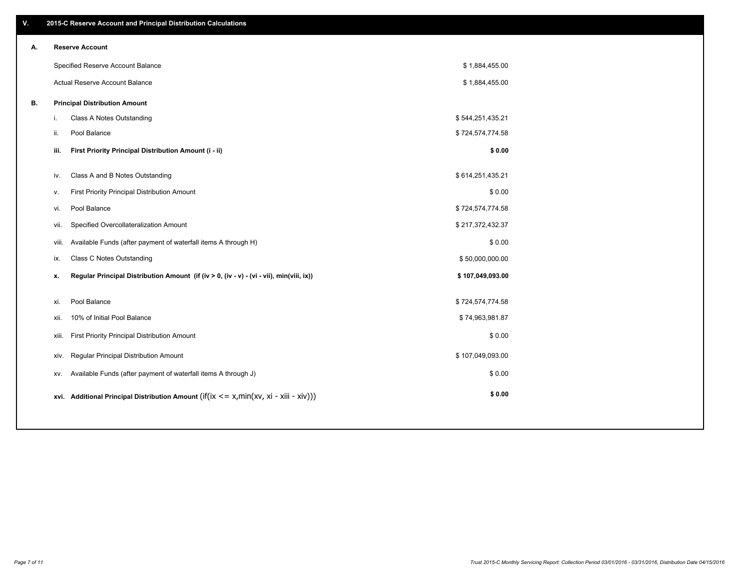## V. 2015-C Reserve Account and Principal Distribution Calculations

### A. Reserve Account

| | |
|---|---|
| Specified Reserve Account Balance | $ 1,884,455.00 |
| Actual Reserve Account Balance | $ 1,884,455.00 |

### B. Principal Distribution Amount

| | | |
|---|---|---|
| i. | Class A Notes Outstanding | $ 544,251,435.21 |
| ii. | Pool Balance | $ 724,574,774.58 |
| **iii.** | **First Priority Principal Distribution Amount (i - ii)** | **$ 0.00** |
| iv. | Class A and B Notes Outstanding | $ 614,251,435.21 |
| v. | First Priority Principal Distribution Amount | $ 0.00 |
| vi. | Pool Balance | $ 724,574,774.58 |
| vii. | Specified Overcollateralization Amount | $ 217,372,432.37 |
| viii. | Available Funds (after payment of waterfall items A through H) | $ 0.00 |
| ix. | Class C Notes Outstanding | $ 50,000,000.00 |
| **x.** | **Regular Principal Distribution Amount (if (iv > 0, (iv - v) - (vi - vii), min(viii, ix))** | **$ 107,049,093.00** |
| xi. | Pool Balance | $ 724,574,774.58 |
| xii. | 10% of Initial Pool Balance | $ 74,963,981.87 |
| xiii. | First Priority Principal Distribution Amount | $ 0.00 |
| xiv. | Regular Principal Distribution Amount | $ 107,049,093.00 |
| xv. | Available Funds (after payment of waterfall items A through J) | $ 0.00 |
| **xvi.** | **Additional Principal Distribution Amount** (if(ix <= x,min(xv, xi - xiii - xiv))) | **$ 0.00** |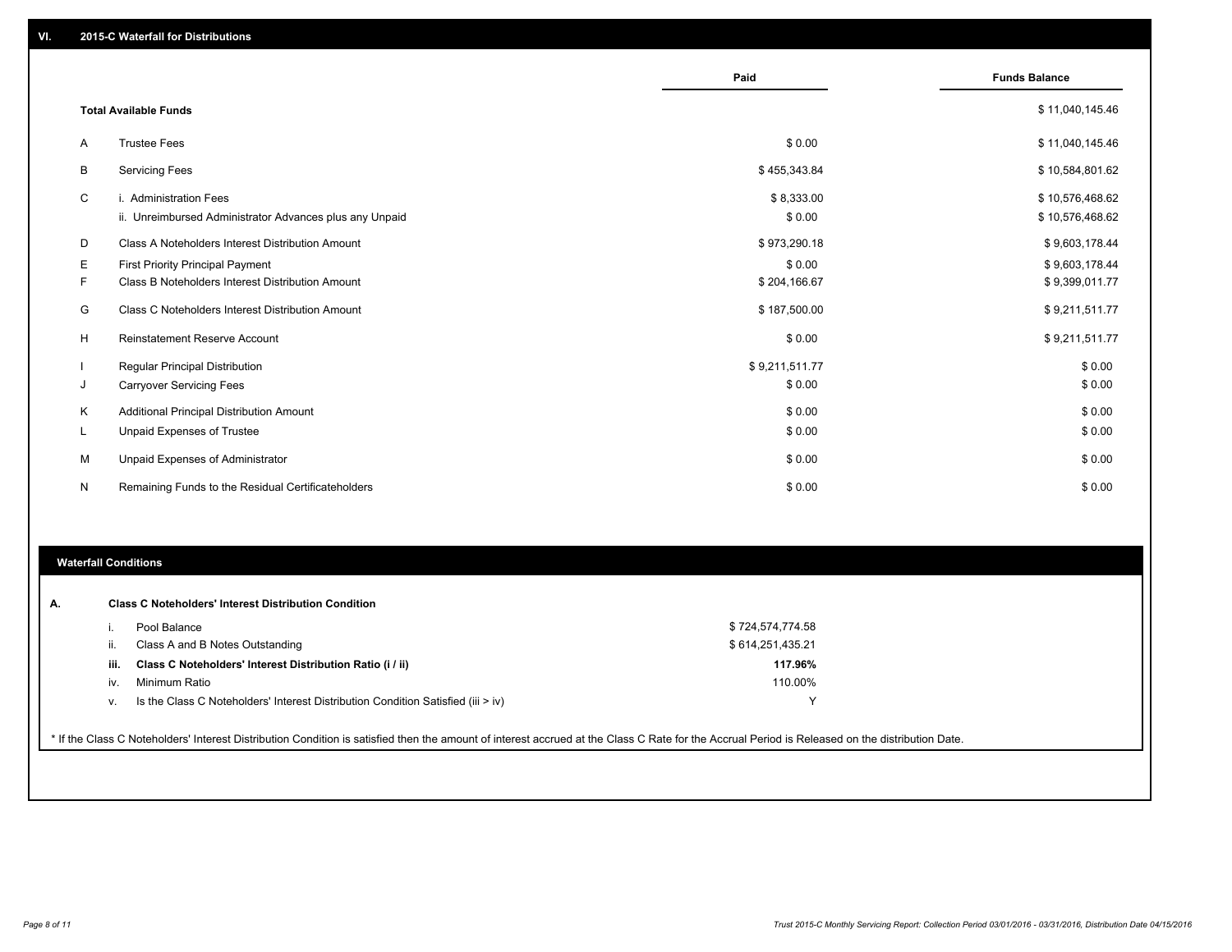## VI. 2015-C Waterfall for Distributions

| | | Paid | Funds Balance |
|---|---|---|---|
| | **Total Available Funds** | | $ 11,040,145.46 |
| A | Trustee Fees | $ 0.00 | $ 11,040,145.46 |
| B | Servicing Fees | $ 455,343.84 | $ 10,584,801.62 |
| C | i. Administration Fees | $ 8,333.00 | $ 10,576,468.62 |
| | ii. Unreimbursed Administrator Advances plus any Unpaid | $ 0.00 | $ 10,576,468.62 |
| D | Class A Noteholders Interest Distribution Amount | $ 973,290.18 | $ 9,603,178.44 |
| E | First Priority Principal Payment | $ 0.00 | $ 9,603,178.44 |
| F | Class B Noteholders Interest Distribution Amount | $ 204,166.67 | $ 9,399,011.77 |
| G | Class C Noteholders Interest Distribution Amount | $ 187,500.00 | $ 9,211,511.77 |
| H | Reinstatement Reserve Account | $ 0.00 | $ 9,211,511.77 |
| I | Regular Principal Distribution | $ 9,211,511.77 | $ 0.00 |
| J | Carryover Servicing Fees | $ 0.00 | $ 0.00 |
| K | Additional Principal Distribution Amount | $ 0.00 | $ 0.00 |
| L | Unpaid Expenses of Trustee | $ 0.00 | $ 0.00 |
| M | Unpaid Expenses of Administrator | $ 0.00 | $ 0.00 |
| N | Remaining Funds to the Residual Certificateholders | $ 0.00 | $ 0.00 |

### Waterfall Conditions

**A. Class C Noteholders' Interest Distribution Condition**

| | | |
|---|---|---|
| i. | Pool Balance | $ 724,574,774.58 |
| ii. | Class A and B Notes Outstanding | $ 614,251,435.21 |
| **iii.** | **Class C Noteholders' Interest Distribution Ratio (i / ii)** | **117.96%** |
| iv. | Minimum Ratio | 110.00% |
| v. | Is the Class C Noteholders' Interest Distribution Condition Satisfied (iii > iv) | Y |

* If the Class C Noteholders' Interest Distribution Condition is satisfied then the amount of interest accrued at the Class C Rate for the Accrual Period is Released on the distribution Date.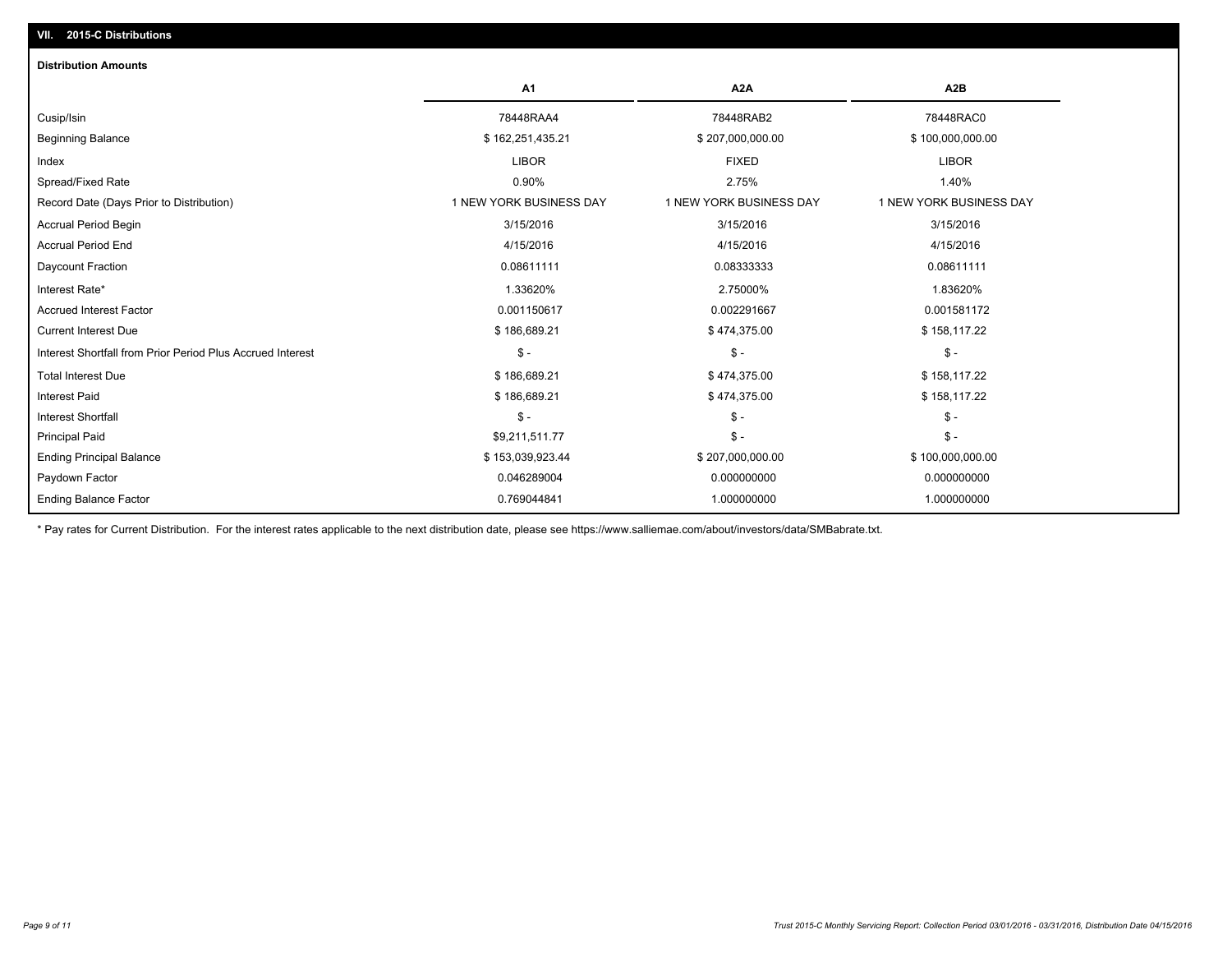## VII. 2015-C Distributions

### Distribution Amounts

| | A1 | A2A | A2B |
|---|---|---|---|
| Cusip/Isin | 78448RAA4 | 78448RAB2 | 78448RAC0 |
| Beginning Balance | $ 162,251,435.21 | $ 207,000,000.00 | $ 100,000,000.00 |
| Index | LIBOR | FIXED | LIBOR |
| Spread/Fixed Rate | 0.90% | 2.75% | 1.40% |
| Record Date (Days Prior to Distribution) | 1 NEW YORK BUSINESS DAY | 1 NEW YORK BUSINESS DAY | 1 NEW YORK BUSINESS DAY |
| Accrual Period Begin | 3/15/2016 | 3/15/2016 | 3/15/2016 |
| Accrual Period End | 4/15/2016 | 4/15/2016 | 4/15/2016 |
| Daycount Fraction | 0.08611111 | 0.08333333 | 0.08611111 |
| Interest Rate* | 1.33620% | 2.75000% | 1.83620% |
| Accrued Interest Factor | 0.001150617 | 0.002291667 | 0.001581172 |
| Current Interest Due | $ 186,689.21 | $ 474,375.00 | $ 158,117.22 |
| Interest Shortfall from Prior Period Plus Accrued Interest | $ - | $ - | $ - |
| Total Interest Due | $ 186,689.21 | $ 474,375.00 | $ 158,117.22 |
| Interest Paid | $ 186,689.21 | $ 474,375.00 | $ 158,117.22 |
| Interest Shortfall | $ - | $ - | $ - |
| Principal Paid | $9,211,511.77 | $ - | $ - |
| Ending Principal Balance | $ 153,039,923.44 | $ 207,000,000.00 | $ 100,000,000.00 |
| Paydown Factor | 0.046289004 | 0.000000000 | 0.000000000 |
| Ending Balance Factor | 0.769044841 | 1.000000000 | 1.000000000 |

* Pay rates for Current Distribution. For the interest rates applicable to the next distribution date, please see https://www.salliemae.com/about/investors/data/SMBabrate.txt.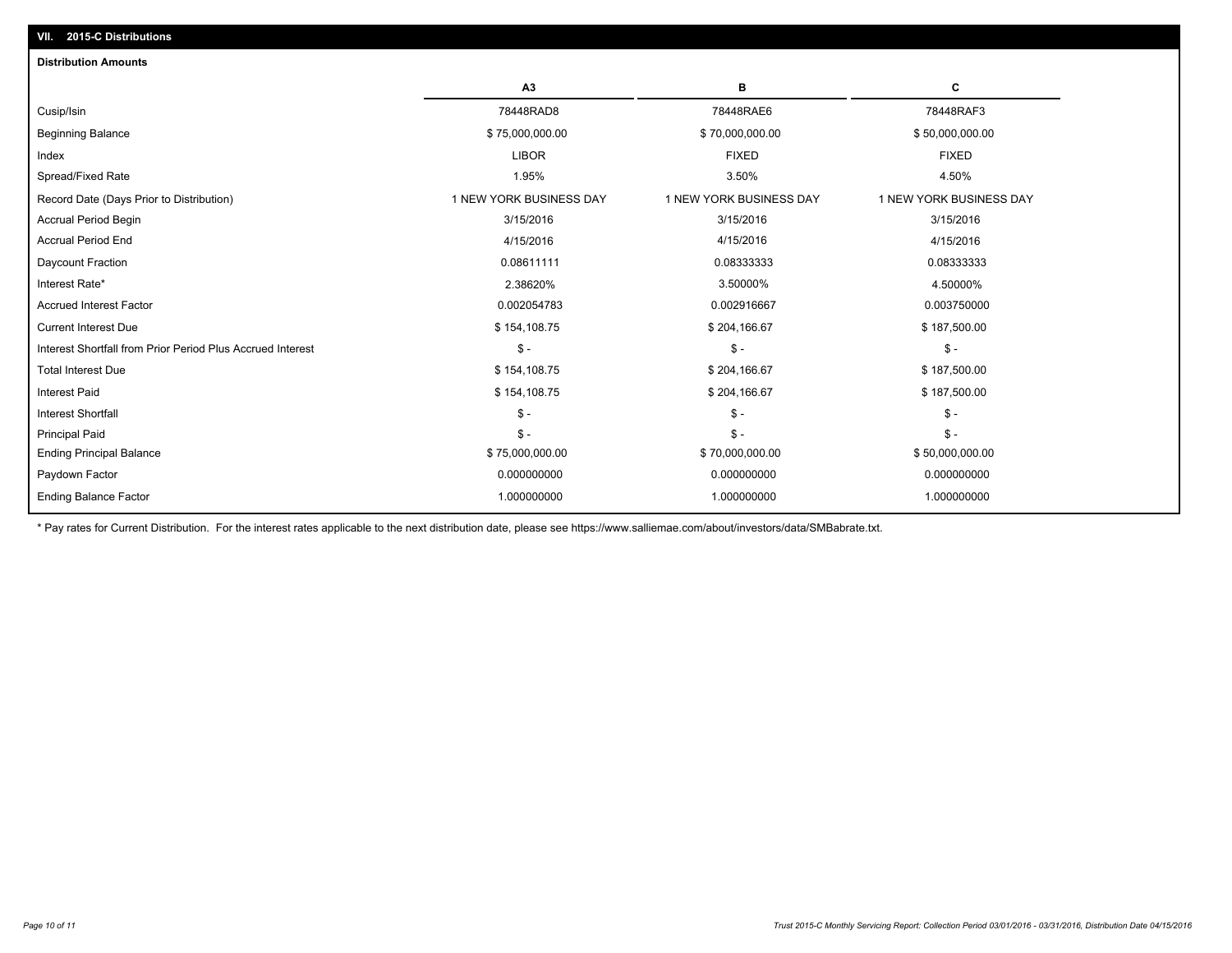## VII. 2015-C Distributions

### Distribution Amounts

| | A3 | B | C |
|---|---|---|---|
| Cusip/Isin | 78448RAD8 | 78448RAE6 | 78448RAF3 |
| Beginning Balance | $ 75,000,000.00 | $ 70,000,000.00 | $ 50,000,000.00 |
| Index | LIBOR | FIXED | FIXED |
| Spread/Fixed Rate | 1.95% | 3.50% | 4.50% |
| Record Date (Days Prior to Distribution) | 1 NEW YORK BUSINESS DAY | 1 NEW YORK BUSINESS DAY | 1 NEW YORK BUSINESS DAY |
| Accrual Period Begin | 3/15/2016 | 3/15/2016 | 3/15/2016 |
| Accrual Period End | 4/15/2016 | 4/15/2016 | 4/15/2016 |
| Daycount Fraction | 0.08611111 | 0.08333333 | 0.08333333 |
| Interest Rate* | 2.38620% | 3.50000% | 4.50000% |
| Accrued Interest Factor | 0.002054783 | 0.002916667 | 0.003750000 |
| Current Interest Due | $ 154,108.75 | $ 204,166.67 | $ 187,500.00 |
| Interest Shortfall from Prior Period Plus Accrued Interest | $ - | $ - | $ - |
| Total Interest Due | $ 154,108.75 | $ 204,166.67 | $ 187,500.00 |
| Interest Paid | $ 154,108.75 | $ 204,166.67 | $ 187,500.00 |
| Interest Shortfall | $ - | $ - | $ - |
| Principal Paid | $ - | $ - | $ - |
| Ending Principal Balance | $ 75,000,000.00 | $ 70,000,000.00 | $ 50,000,000.00 |
| Paydown Factor | 0.000000000 | 0.000000000 | 0.000000000 |
| Ending Balance Factor | 1.000000000 | 1.000000000 | 1.000000000 |

* Pay rates for Current Distribution. For the interest rates applicable to the next distribution date, please see https://www.salliemae.com/about/investors/data/SMBabrate.txt.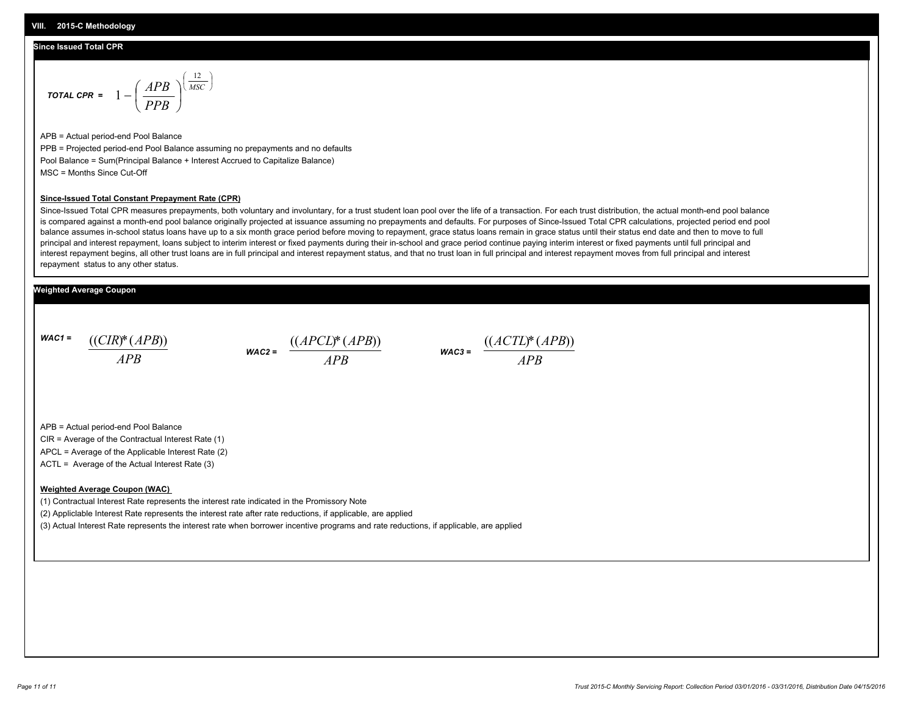## VIII. 2015-C Methodology

### Since Issued Total CPR

$$\textit{TOTAL CPR} = 1 - \left( \frac{APB}{PPB} \right)^{\left( \frac{12}{MSC} \right)}$$

APB = Actual period-end Pool Balance

PPB = Projected period-end Pool Balance assuming no prepayments and no defaults

Pool Balance = Sum(Principal Balance + Interest Accrued to Capitalize Balance)

MSC = Months Since Cut-Off

**Since-Issued Total Constant Prepayment Rate (CPR)**

Since-Issued Total CPR measures prepayments, both voluntary and involuntary, for a trust student loan pool over the life of a transaction. For each trust distribution, the actual month-end pool balance is compared against a month-end pool balance originally projected at issuance assuming no prepayments and defaults. For purposes of Since-Issued Total CPR calculations, projected period end pool balance assumes in-school status loans have up to a six month grace period before moving to repayment, grace status loans remain in grace status until their status end date and then to move to full principal and interest repayment, loans subject to interim interest or fixed payments during their in-school and grace period continue paying interim interest or fixed payments until full principal and interest repayment begins, all other trust loans are in full principal and interest repayment status, and that no trust loan in full principal and interest repayment moves from full principal and interest repayment status to any other status.

### Weighted Average Coupon

$$\textit{WAC1} = \frac{((CIR)*(APB))}{APB} \qquad \textit{WAC2} = \frac{((APCL)*(APB))}{APB} \qquad \textit{WAC3} = \frac{((ACTL)*(APB))}{APB}$$

APB = Actual period-end Pool Balance

CIR = Average of the Contractual Interest Rate (1)

APCL = Average of the Applicable Interest Rate (2)

ACTL = Average of the Actual Interest Rate (3)

**Weighted Average Coupon (WAC)**

(1) Contractual Interest Rate represents the interest rate indicated in the Promissory Note

(2) Appliclable Interest Rate represents the interest rate after rate reductions, if applicable, are applied

(3) Actual Interest Rate represents the interest rate when borrower incentive programs and rate reductions, if applicable, are applied